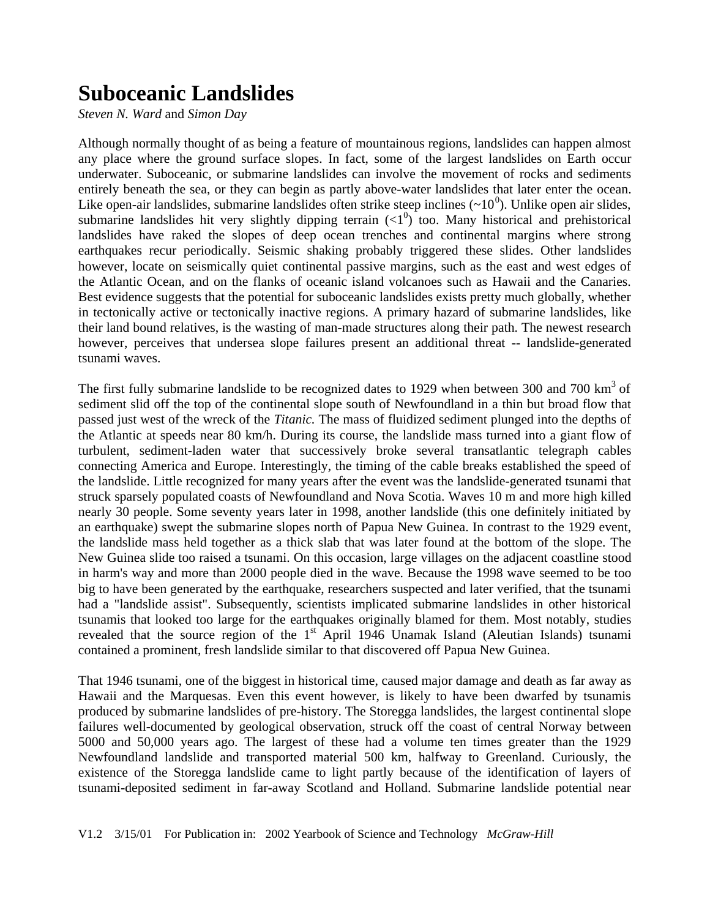# Suboceanic Landslides

*Steven N. Ward* and *Simon Day*

Although normally thought of as being a feature of mountainous regions, landslides can happen almost any place where the ground surface slopes. In fact, some of the largest landslides on Earth occur underwater. Suboceanic, or submarine landslides can involve the movement of rocks and sediments entirely beneath the sea, or they can begin as partly above-water landslides that later enter the ocean. Like open-air landslides, submarine landslides often strike steep inclines ($\sim 10^0$). Unlike open air slides, submarine landslides hit very slightly dipping terrain ($<1^0$) too. Many historical and prehistorical landslides have raked the slopes of deep ocean trenches and continental margins where strong earthquakes recur periodically. Seismic shaking probably triggered these slides. Other landslides however, locate on seismically quiet continental passive margins, such as the east and west edges of the Atlantic Ocean, and on the flanks of oceanic island volcanoes such as Hawaii and the Canaries. Best evidence suggests that the potential for suboceanic landslides exists pretty much globally, whether in tectonically active or tectonically inactive regions. A primary hazard of submarine landslides, like their land bound relatives, is the wasting of man-made structures along their path. The newest research however, perceives that undersea slope failures present an additional threat -- landslide-generated tsunami waves.

The first fully submarine landslide to be recognized dates to 1929 when between 300 and 700 $km^3$ of sediment slid off the top of the continental slope south of Newfoundland in a thin but broad flow that passed just west of the wreck of the *Titanic.* The mass of fluidized sediment plunged into the depths of the Atlantic at speeds near 80 km/h. During its course, the landslide mass turned into a giant flow of turbulent, sediment-laden water that successively broke several transatlantic telegraph cables connecting America and Europe. Interestingly, the timing of the cable breaks established the speed of the landslide. Little recognized for many years after the event was the landslide-generated tsunami that struck sparsely populated coasts of Newfoundland and Nova Scotia. Waves 10 m and more high killed nearly 30 people. Some seventy years later in 1998, another landslide (this one definitely initiated by an earthquake) swept the submarine slopes north of Papua New Guinea. In contrast to the 1929 event, the landslide mass held together as a thick slab that was later found at the bottom of the slope. The New Guinea slide too raised a tsunami. On this occasion, large villages on the adjacent coastline stood in harm's way and more than 2000 people died in the wave. Because the 1998 wave seemed to be too big to have been generated by the earthquake, researchers suspected and later verified, that the tsunami had a "landslide assist". Subsequently, scientists implicated submarine landslides in other historical tsunamis that looked too large for the earthquakes originally blamed for them. Most notably, studies revealed that the source region of the 1st April 1946 Unamak Island (Aleutian Islands) tsunami contained a prominent, fresh landslide similar to that discovered off Papua New Guinea.

That 1946 tsunami, one of the biggest in historical time, caused major damage and death as far away as Hawaii and the Marquesas. Even this event however, is likely to have been dwarfed by tsunamis produced by submarine landslides of pre-history. The Storegga landslides, the largest continental slope failures well-documented by geological observation, struck off the coast of central Norway between 5000 and 50,000 years ago. The largest of these had a volume ten times greater than the 1929 Newfoundland landslide and transported material 500 km, halfway to Greenland. Curiously, the existence of the Storegga landslide came to light partly because of the identification of layers of tsunami-deposited sediment in far-away Scotland and Holland. Submarine landslide potential near

V1.2 3/15/01 For Publication in: 2002 Yearbook of Science and Technology *McGraw-Hill*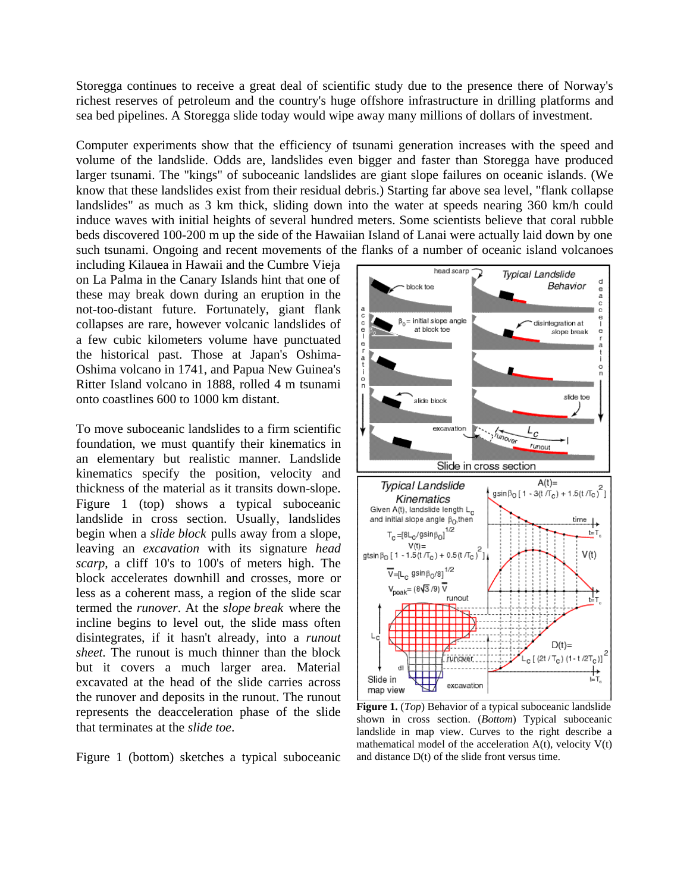Storegga continues to receive a great deal of scientific study due to the presence there of Norway's richest reserves of petroleum and the country's huge offshore infrastructure in drilling platforms and sea bed pipelines. A Storegga slide today would wipe away many millions of dollars of investment.

Computer experiments show that the efficiency of tsunami generation increases with the speed and volume of the landslide. Odds are, landslides even bigger and faster than Storegga have produced larger tsunami. The "kings" of suboceanic landslides are giant slope failures on oceanic islands. (We know that these landslides exist from their residual debris.) Starting far above sea level, "flank collapse landslides" as much as 3 km thick, sliding down into the water at speeds nearing 360 km/h could induce waves with initial heights of several hundred meters. Some scientists believe that coral rubble beds discovered 100-200 m up the side of the Hawaiian Island of Lanai were actually laid down by one such tsunami. Ongoing and recent movements of the flanks of a number of oceanic island volcanoes including Kilauea in Hawaii and the Cumbre Vieja on La Palma in the Canary Islands hint that one of these may break down during an eruption in the not-too-distant future. Fortunately, giant flank collapses are rare, however volcanic landslides of a few cubic kilometers volume have punctuated the historical past. Those at Japan's Oshima-Oshima volcano in 1741, and Papua New Guinea's Ritter Island volcano in 1888, rolled 4 m tsunami onto coastlines 600 to 1000 km distant.

To move suboceanic landslides to a firm scientific foundation, we must quantify their kinematics in an elementary but realistic manner. Landslide kinematics specify the position, velocity and thickness of the material as it transits down-slope. Figure 1 (top) shows a typical suboceanic landslide in cross section. Usually, landslides begin when a *slide block* pulls away from a slope, leaving an *excavation* with its signature *head scarp*, a cliff 10's to 100's of meters high. The block accelerates downhill and crosses, more or less as a coherent mass, a region of the slide scar termed the *runover*. At the *slope break* where the incline begins to level out, the slide mass often disintegrates, if it hasn't already, into a *runout sheet.* The runout is much thinner than the block but it covers a much larger area. Material excavated at the head of the slide carries across the runover and deposits in the runout. The runout represents the deacceleration phase of the slide that terminates at the *slide toe*.

**Figure 1.** (*Top*) Behavior of a typical suboceanic landslide shown in cross section. (*Bottom*) Typical suboceanic landslide in map view. Curves to the right describe a mathematical model of the acceleration A(t), velocity V(t) and distance D(t) of the slide front versus time.

Figure 1 (bottom) sketches a typical suboceanic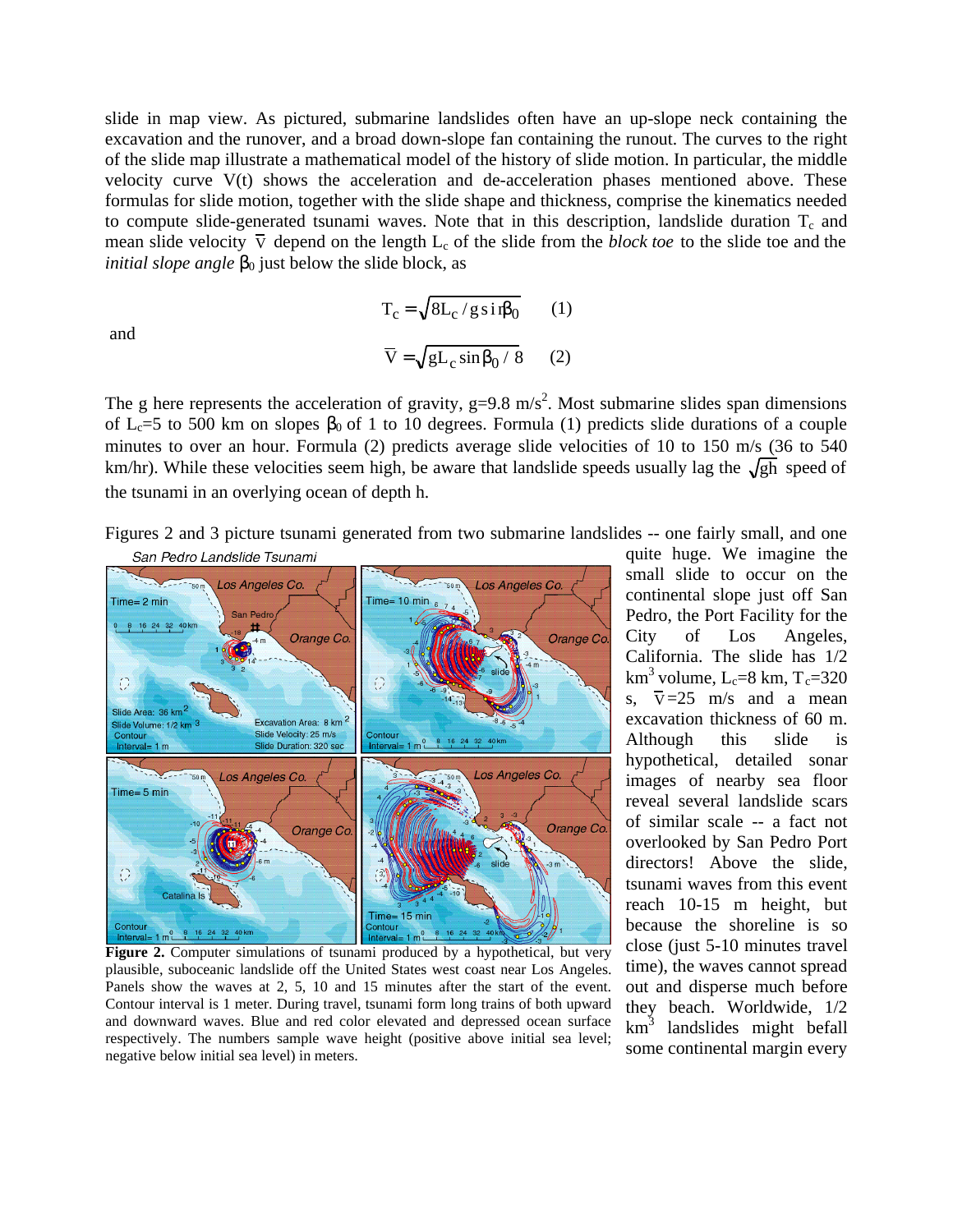slide in map view. As pictured, submarine landslides often have an up-slope neck containing the excavation and the runover, and a broad down-slope fan containing the runout. The curves to the right of the slide map illustrate a mathematical model of the history of slide motion. In particular, the middle velocity curve V(t) shows the acceleration and de-acceleration phases mentioned above. These formulas for slide motion, together with the slide shape and thickness, comprise the kinematics needed to compute slide-generated tsunami waves. Note that in this description, landslide duration $T_c$ and mean slide velocity $\bar{V}$ depend on the length $L_c$ of the slide from the *block toe* to the slide toe and the *initial slope angle* $\beta_0$ just below the slide block, as

$$T_c = \sqrt{8L_c / g \sin\beta_0} \qquad (1)$$

and

$$\bar{V} = \sqrt{gL_c \sin\beta_0 / 8} \qquad (2)$$

The g here represents the acceleration of gravity, $g=9.8$ m/s$^2$. Most submarine slides span dimensions of $L_c=5$ to 500 km on slopes $\beta_0$ of 1 to 10 degrees. Formula (1) predicts slide durations of a couple minutes to over an hour. Formula (2) predicts average slide velocities of 10 to 150 m/s (36 to 540 km/hr). While these velocities seem high, be aware that landslide speeds usually lag the $\sqrt{gh}$ speed of the tsunami in an overlying ocean of depth h.

Figures 2 and 3 picture tsunami generated from two submarine landslides -- one fairly small, and one quite huge. We imagine the small slide to occur on the continental slope just off San Pedro, the Port Facility for the City of Los Angeles, California. The slide has 1/2 km$^3$ volume, $L_c=8$ km, $T_c=320$ s, $\bar{V}=25$ m/s and a mean excavation thickness of 60 m. Although this slide is hypothetical, detailed sonar images of nearby sea floor reveal several landslide scars of similar scale -- a fact not overlooked by San Pedro Port directors! Above the slide, tsunami waves from this event reach 10-15 m height, but because the shoreline is so close (just 5-10 minutes travel time), the waves cannot spread out and disperse much before they beach. Worldwide, 1/2 km$^3$ landslides might befall some continental margin every

**Figure 2.** Computer simulations of tsunami produced by a hypothetical, but very plausible, suboceanic landslide off the United States west coast near Los Angeles. Panels show the waves at 2, 5, 10 and 15 minutes after the start of the event. Contour interval is 1 meter. During travel, tsunami form long trains of both upward and downward waves. Blue and red color elevated and depressed ocean surface respectively. The numbers sample wave height (positive above initial sea level; negative below initial sea level) in meters.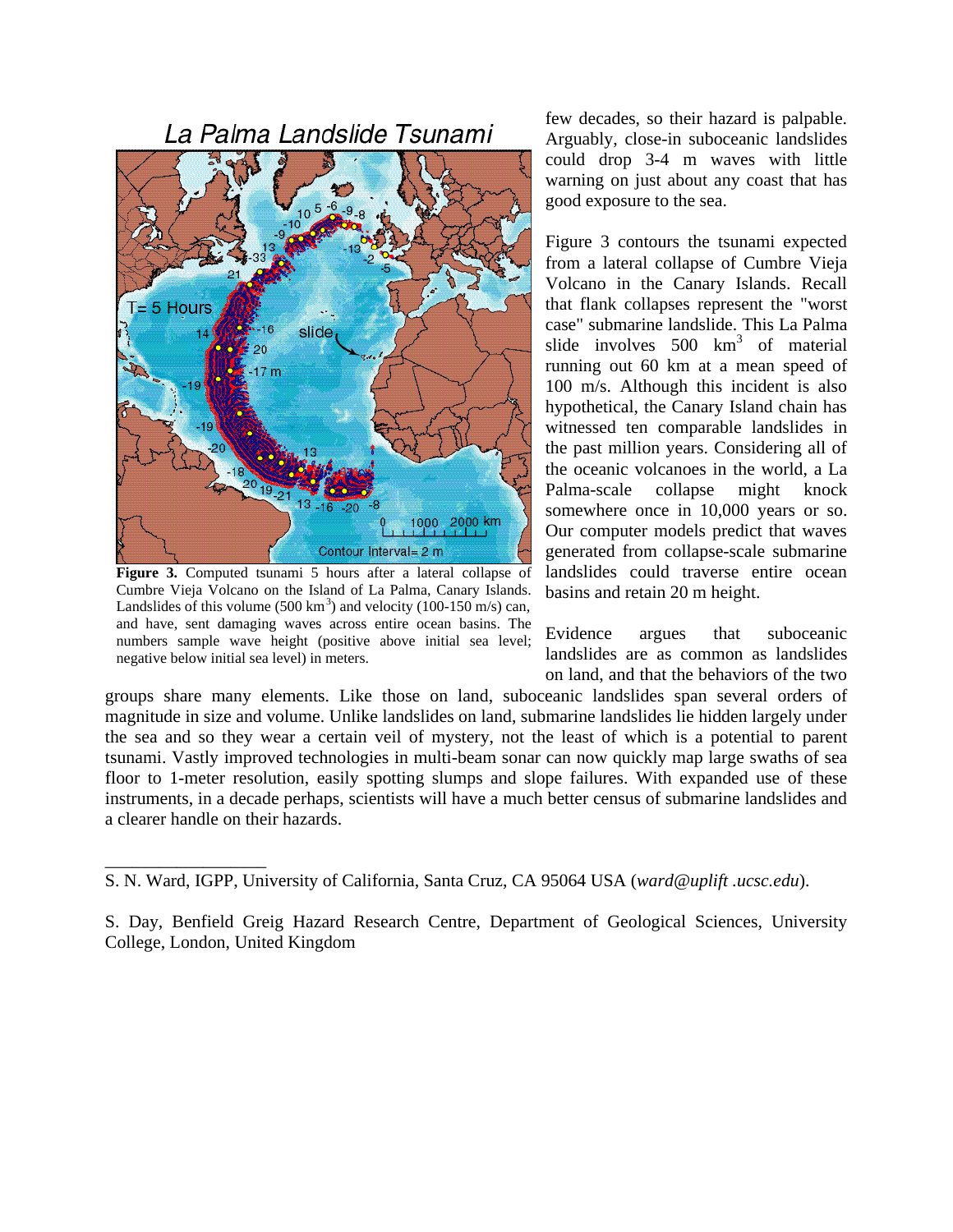few decades, so their hazard is palpable. Arguably, close-in suboceanic landslides could drop 3-4 m waves with little warning on just about any coast that has good exposure to the sea.

Figure 3 contours the tsunami expected from a lateral collapse of Cumbre Vieja Volcano in the Canary Islands. Recall that flank collapses represent the "worst case" submarine landslide. This La Palma slide involves 500 $km^3$ of material running out 60 km at a mean speed of 100 m/s. Although this incident is also hypothetical, the Canary Island chain has witnessed ten comparable landslides in the past million years. Considering all of the oceanic volcanoes in the world, a La Palma-scale collapse might knock somewhere once in 10,000 years or so. Our computer models predict that waves generated from collapse-scale submarine landslides could traverse entire ocean basins and retain 20 m height.

**Figure 3.** Computed tsunami 5 hours after a lateral collapse of Cumbre Vieja Volcano on the Island of La Palma, Canary Islands. Landslides of this volume (500 $km^3$) and velocity (100-150 m/s) can, and have, sent damaging waves across entire ocean basins. The numbers sample wave height (positive above initial sea level; negative below initial sea level) in meters.

Evidence argues that suboceanic landslides are as common as landslides on land, and that the behaviors of the two groups share many elements. Like those on land, suboceanic landslides span several orders of magnitude in size and volume. Unlike landslides on land, submarine landslides lie hidden largely under the sea and so they wear a certain veil of mystery, not the least of which is a potential to parent tsunami. Vastly improved technologies in multi-beam sonar can now quickly map large swaths of sea floor to 1-meter resolution, easily spotting slumps and slope failures. With expanded use of these instruments, in a decade perhaps, scientists will have a much better census of submarine landslides and a clearer handle on their hazards.

---

S. N. Ward, IGPP, University of California, Santa Cruz, CA 95064 USA (*ward@uplift .ucsc.edu*).

S. Day, Benfield Greig Hazard Research Centre, Department of Geological Sciences, University College, London, United Kingdom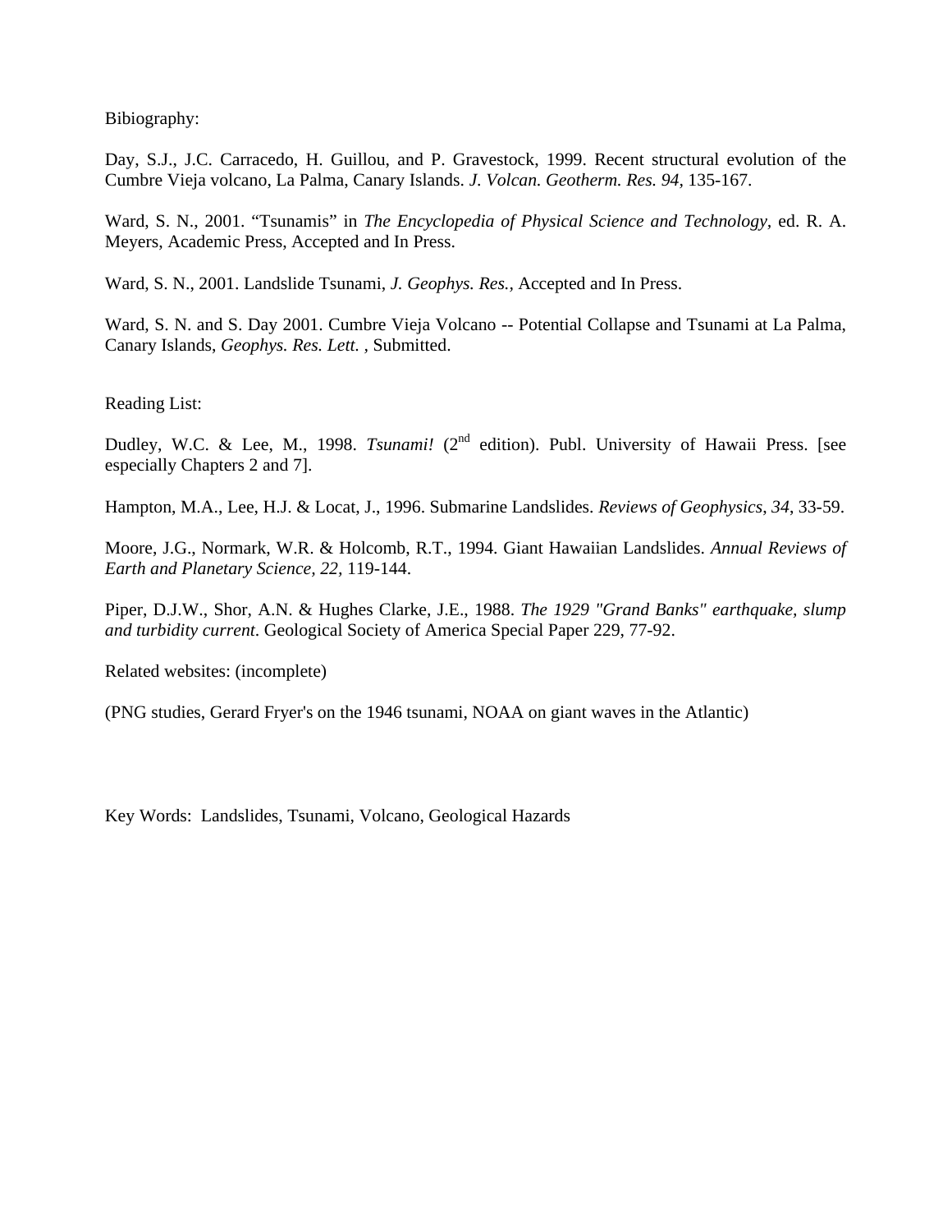Bibiography:

Day, S.J., J.C. Carracedo, H. Guillou, and P. Gravestock, 1999. Recent structural evolution of the Cumbre Vieja volcano, La Palma, Canary Islands. *J. Volcan. Geotherm. Res. 94,* 135-167.

Ward, S. N., 2001. "Tsunamis" in *The Encyclopedia of Physical Science and Technology,* ed. R. A. Meyers, Academic Press, Accepted and In Press.

Ward, S. N., 2001. Landslide Tsunami, *J. Geophys. Res.,* Accepted and In Press.

Ward, S. N. and S. Day 2001. Cumbre Vieja Volcano -- Potential Collapse and Tsunami at La Palma, Canary Islands, *Geophys. Res. Lett. ,* Submitted.

Reading List:

Dudley, W.C. & Lee, M., 1998. *Tsunami!* (2nd edition). Publ. University of Hawaii Press. [see especially Chapters 2 and 7].

Hampton, M.A., Lee, H.J. & Locat, J., 1996. Submarine Landslides. *Reviews of Geophysics*, *34*, 33-59.

Moore, J.G., Normark, W.R. & Holcomb, R.T., 1994. Giant Hawaiian Landslides. *Annual Reviews of Earth and Planetary Science, 22,* 119-144.

Piper, D.J.W., Shor, A.N. & Hughes Clarke, J.E., 1988. *The 1929 "Grand Banks" earthquake, slump and turbidity current*. Geological Society of America Special Paper 229, 77-92.

Related websites: (incomplete)

(PNG studies, Gerard Fryer's on the 1946 tsunami, NOAA on giant waves in the Atlantic)

Key Words: Landslides, Tsunami, Volcano, Geological Hazards